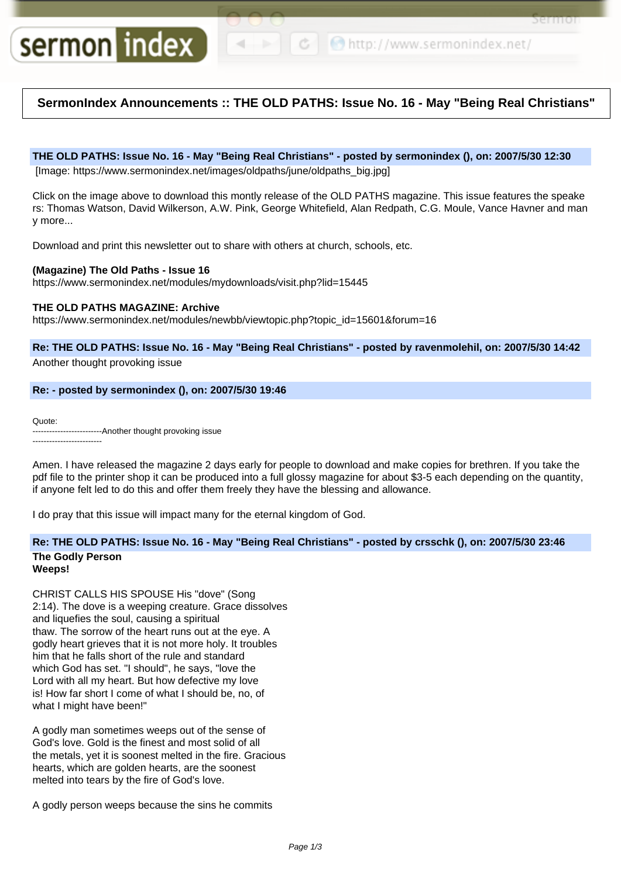# SermonIndex Announcements :: THE OLD PATHS: Issue No. 16 - May "Being Real Christians"

**THE OLD PATHS: Issue No. 16 - May "Being Real Christians" - posted by sermonindex (), on: 2007/5/30 12:30**

[Image: https://www.sermonindex.net/images/oldpaths/june/oldpaths_big.jpg]

Click on the image above to download this montly release of the OLD PATHS magazine. This issue features the speakers: Thomas Watson, David Wilkerson, A.W. Pink, George Whitefield, Alan Redpath, C.G. Moule, Vance Havner and many more...

Download and print this newsletter out to share with others at church, schools, etc.

**(Magazine) The Old Paths - Issue 16**
https://www.sermonindex.net/modules/mydownloads/visit.php?lid=15445

**THE OLD PATHS MAGAZINE: Archive**
https://www.sermonindex.net/modules/newbb/viewtopic.php?topic_id=15601&forum=16

**Re: THE OLD PATHS: Issue No. 16 - May "Being Real Christians" - posted by ravenmolehil, on: 2007/5/30 14:42**

Another thought provoking issue

**Re: - posted by sermonindex (), on: 2007/5/30 19:46**

Quote:
-------------------------Another thought provoking issue
-------------------------

Amen. I have released the magazine 2 days early for people to download and make copies for brethren. If you take the pdf file to the printer shop it can be produced into a full glossy magazine for about $3-5 each depending on the quantity, if anyone felt led to do this and offer them freely they have the blessing and allowance.

I do pray that this issue will impact many for the eternal kingdom of God.

**Re: THE OLD PATHS: Issue No. 16 - May "Being Real Christians" - posted by crsschk (), on: 2007/5/30 23:46**

**The Godly Person**
**Weeps!**

CHRIST CALLS HIS SPOUSE His "dove" (Song 2:14). The dove is a weeping creature. Grace dissolves and liquefies the soul, causing a spiritual thaw. The sorrow of the heart runs out at the eye. A godly heart grieves that it is not more holy. It troubles him that he falls short of the rule and standard which God has set. "I should", he says, "love the Lord with all my heart. But how defective my love is! How far short I come of what I should be, no, of what I might have been!"

A godly man sometimes weeps out of the sense of God's love. Gold is the finest and most solid of all the metals, yet it is soonest melted in the fire. Gracious hearts, which are golden hearts, are the soonest melted into tears by the fire of God's love.

A godly person weeps because the sins he commits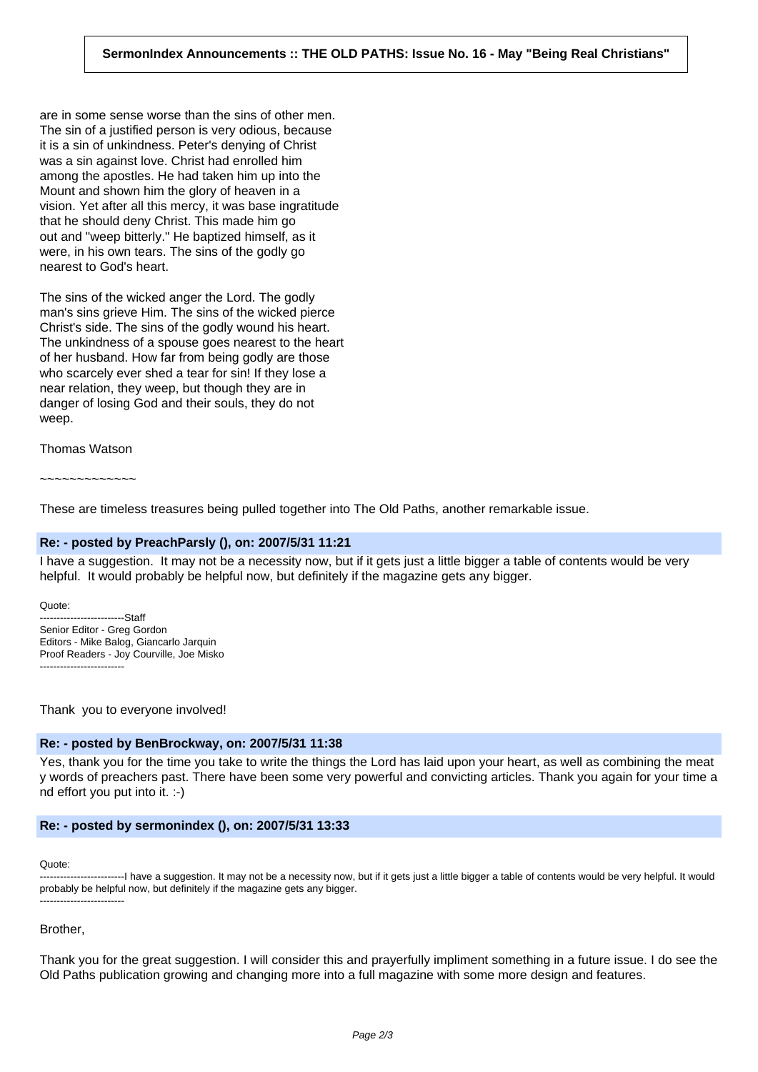are in some sense worse than the sins of other men. The sin of a justified person is very odious, because it is a sin of unkindness. Peter's denying of Christ was a sin against love. Christ had enrolled him among the apostles. He had taken him up into the Mount and shown him the glory of heaven in a vision. Yet after all this mercy, it was base ingratitude that he should deny Christ. This made him go out and "weep bitterly." He baptized himself, as it were, in his own tears. The sins of the godly go nearest to God's heart.

The sins of the wicked anger the Lord. The godly man's sins grieve Him. The sins of the wicked pierce Christ's side. The sins of the godly wound his heart. The unkindness of a spouse goes nearest to the heart of her husband. How far from being godly are those who scarcely ever shed a tear for sin! If they lose a near relation, they weep, but though they are in danger of losing God and their souls, they do not weep.

Thomas Watson

~~~~~~~~~~~~~

These are timeless treasures being pulled together into The Old Paths, another remarkable issue.

**Re: - posted by PreachParsly (), on: 2007/5/31 11:21**

I have a suggestion. It may not be a necessity now, but if it gets just a little bigger a table of contents would be very helpful. It would probably be helpful now, but definitely if the magazine gets any bigger.

Quote:
-------------------------Staff
Senior Editor - Greg Gordon
Editors - Mike Balog, Giancarlo Jarquin
Proof Readers - Joy Courville, Joe Misko
-------------------------

Thank you to everyone involved!

**Re: - posted by BenBrockway, on: 2007/5/31 11:38**

Yes, thank you for the time you take to write the things the Lord has laid upon your heart, as well as combining the meat y words of preachers past. There have been some very powerful and convicting articles. Thank you again for your time a nd effort you put into it. :-)

**Re: - posted by sermonindex (), on: 2007/5/31 13:33**

Quote:
-------------------------I have a suggestion. It may not be a necessity now, but if it gets just a little bigger a table of contents would be very helpful. It would probably be helpful now, but definitely if the magazine gets any bigger.
-------------------------

Brother,

Thank you for the great suggestion. I will consider this and prayerfully impliment something in a future issue. I do see the Old Paths publication growing and changing more into a full magazine with some more design and features.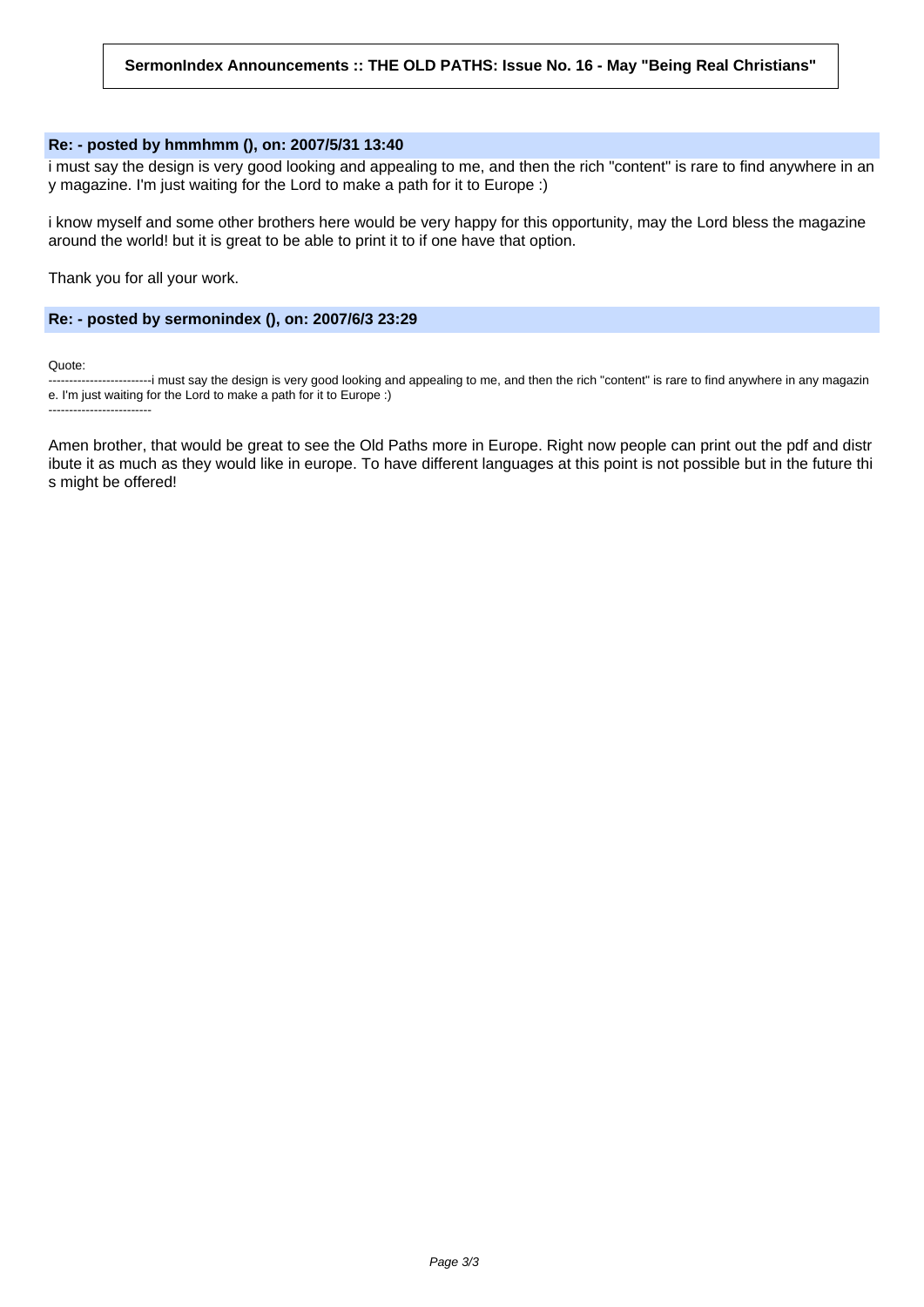**Re: - posted by hmmhmm (), on: 2007/5/31 13:40**

i must say the design is very good looking and appealing to me, and then the rich "content" is rare to find anywhere in any magazine. I'm just waiting for the Lord to make a path for it to Europe :)

i know myself and some other brothers here would be very happy for this opportunity, may the Lord bless the magazine around the world! but it is great to be able to print it to if one have that option.

Thank you for all your work.

**Re: - posted by sermonindex (), on: 2007/6/3 23:29**

Quote:

-------------------------i must say the design is very good looking and appealing to me, and then the rich "content" is rare to find anywhere in any magazine. I'm just waiting for the Lord to make a path for it to Europe :)

-------------------------

Amen brother, that would be great to see the Old Paths more in Europe. Right now people can print out the pdf and distribute it as much as they would like in europe. To have different languages at this point is not possible but in the future this might be offered!